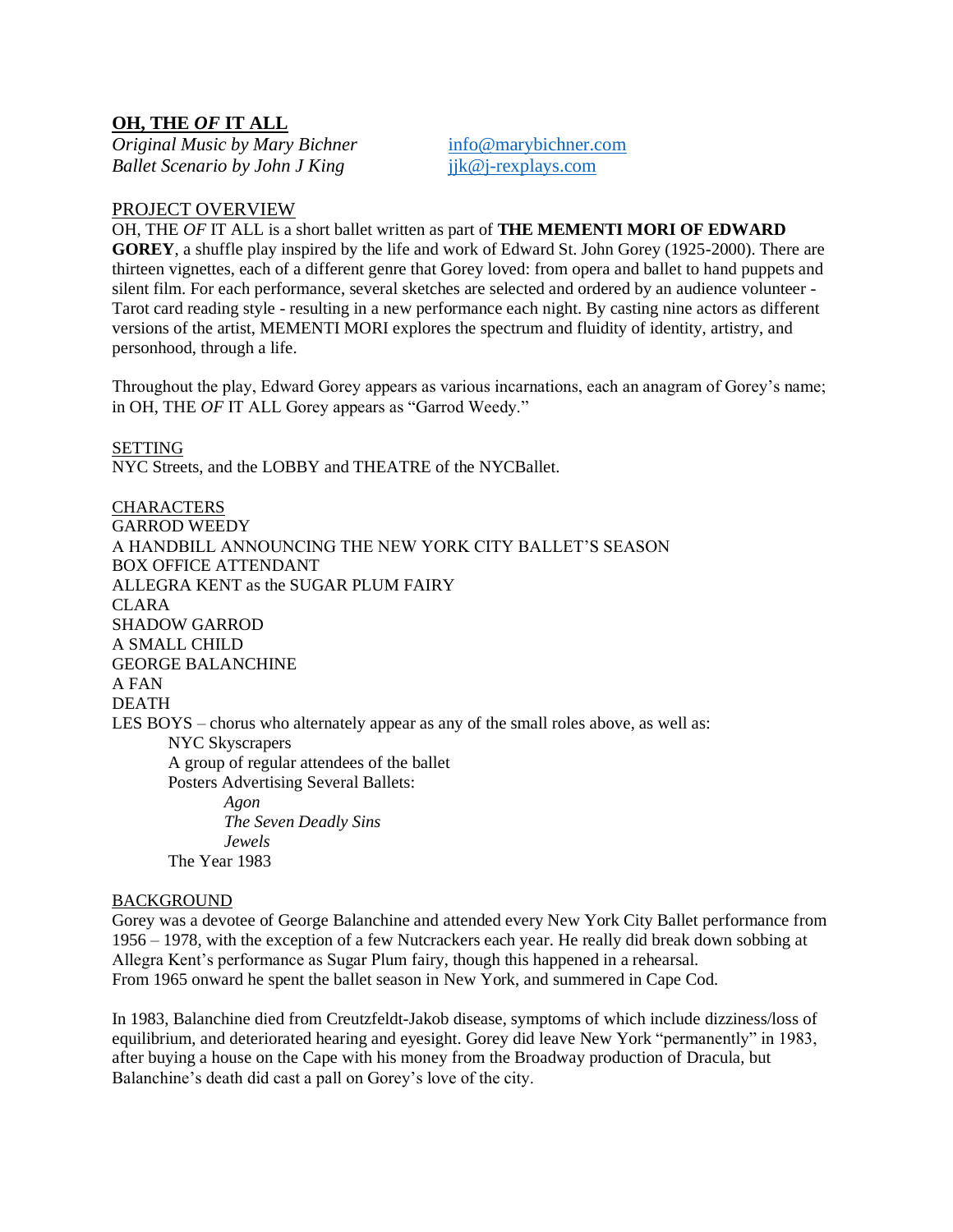## **OH, THE *OF* IT ALL**

*Original Music by Mary Bichner* info@marybichner.com
*Ballet Scenario by John J King* jjk@j-rexplays.com

PROJECT OVERVIEW

OH, THE *OF* IT ALL is a short ballet written as part of **THE MEMENTI MORI OF EDWARD GOREY**, a shuffle play inspired by the life and work of Edward St. John Gorey (1925-2000). There are thirteen vignettes, each of a different genre that Gorey loved: from opera and ballet to hand puppets and silent film. For each performance, several sketches are selected and ordered by an audience volunteer - Tarot card reading style - resulting in a new performance each night. By casting nine actors as different versions of the artist, MEMENTI MORI explores the spectrum and fluidity of identity, artistry, and personhood, through a life.

Throughout the play, Edward Gorey appears as various incarnations, each an anagram of Gorey's name; in OH, THE *OF* IT ALL Gorey appears as "Garrod Weedy."

SETTING

NYC Streets, and the LOBBY and THEATRE of the NYCBallet.

CHARACTERS

GARROD WEEDY
A HANDBILL ANNOUNCING THE NEW YORK CITY BALLET'S SEASON
BOX OFFICE ATTENDANT
ALLEGRA KENT as the SUGAR PLUM FAIRY
CLARA
SHADOW GARROD
A SMALL CHILD
GEORGE BALANCHINE
A FAN
DEATH
LES BOYS – chorus who alternately appear as any of the small roles above, as well as:

- NYC Skyscrapers
- A group of regular attendees of the ballet
- Posters Advertising Several Ballets:
  - *Agon*
  - *The Seven Deadly Sins*
  - *Jewels*
- The Year 1983

BACKGROUND

Gorey was a devotee of George Balanchine and attended every New York City Ballet performance from 1956 – 1978, with the exception of a few Nutcrackers each year. He really did break down sobbing at Allegra Kent's performance as Sugar Plum fairy, though this happened in a rehearsal.
From 1965 onward he spent the ballet season in New York, and summered in Cape Cod.

In 1983, Balanchine died from Creutzfeldt-Jakob disease, symptoms of which include dizziness/loss of equilibrium, and deteriorated hearing and eyesight. Gorey did leave New York "permanently" in 1983, after buying a house on the Cape with his money from the Broadway production of Dracula, but Balanchine's death did cast a pall on Gorey's love of the city.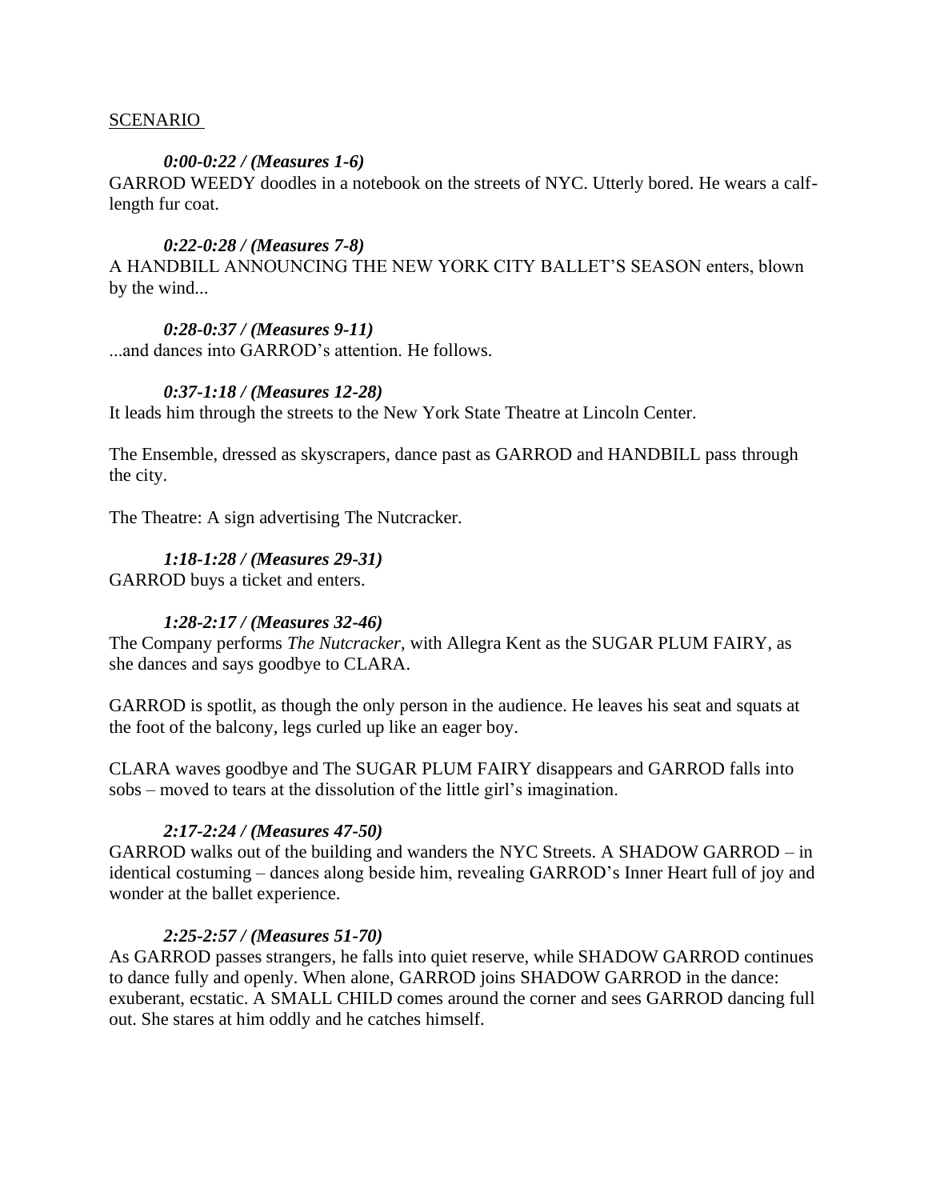SCENARIO

*0:00-0:22 / (Measures 1-6)*

GARROD WEEDY doodles in a notebook on the streets of NYC. Utterly bored. He wears a calf-length fur coat.

*0:22-0:28 / (Measures 7-8)*

A HANDBILL ANNOUNCING THE NEW YORK CITY BALLET'S SEASON enters, blown by the wind...

*0:28-0:37 / (Measures 9-11)*

...and dances into GARROD's attention. He follows.

*0:37-1:18 / (Measures 12-28)*

It leads him through the streets to the New York State Theatre at Lincoln Center.

The Ensemble, dressed as skyscrapers, dance past as GARROD and HANDBILL pass through the city.

The Theatre: A sign advertising The Nutcracker.

*1:18-1:28 / (Measures 29-31)*

GARROD buys a ticket and enters.

*1:28-2:17 / (Measures 32-46)*

The Company performs *The Nutcracker*, with Allegra Kent as the SUGAR PLUM FAIRY, as she dances and says goodbye to CLARA.

GARROD is spotlit, as though the only person in the audience. He leaves his seat and squats at the foot of the balcony, legs curled up like an eager boy.

CLARA waves goodbye and The SUGAR PLUM FAIRY disappears and GARROD falls into sobs – moved to tears at the dissolution of the little girl's imagination.

*2:17-2:24 / (Measures 47-50)*

GARROD walks out of the building and wanders the NYC Streets. A SHADOW GARROD – in identical costuming – dances along beside him, revealing GARROD's Inner Heart full of joy and wonder at the ballet experience.

*2:25-2:57 / (Measures 51-70)*

As GARROD passes strangers, he falls into quiet reserve, while SHADOW GARROD continues to dance fully and openly. When alone, GARROD joins SHADOW GARROD in the dance: exuberant, ecstatic. A SMALL CHILD comes around the corner and sees GARROD dancing full out. She stares at him oddly and he catches himself.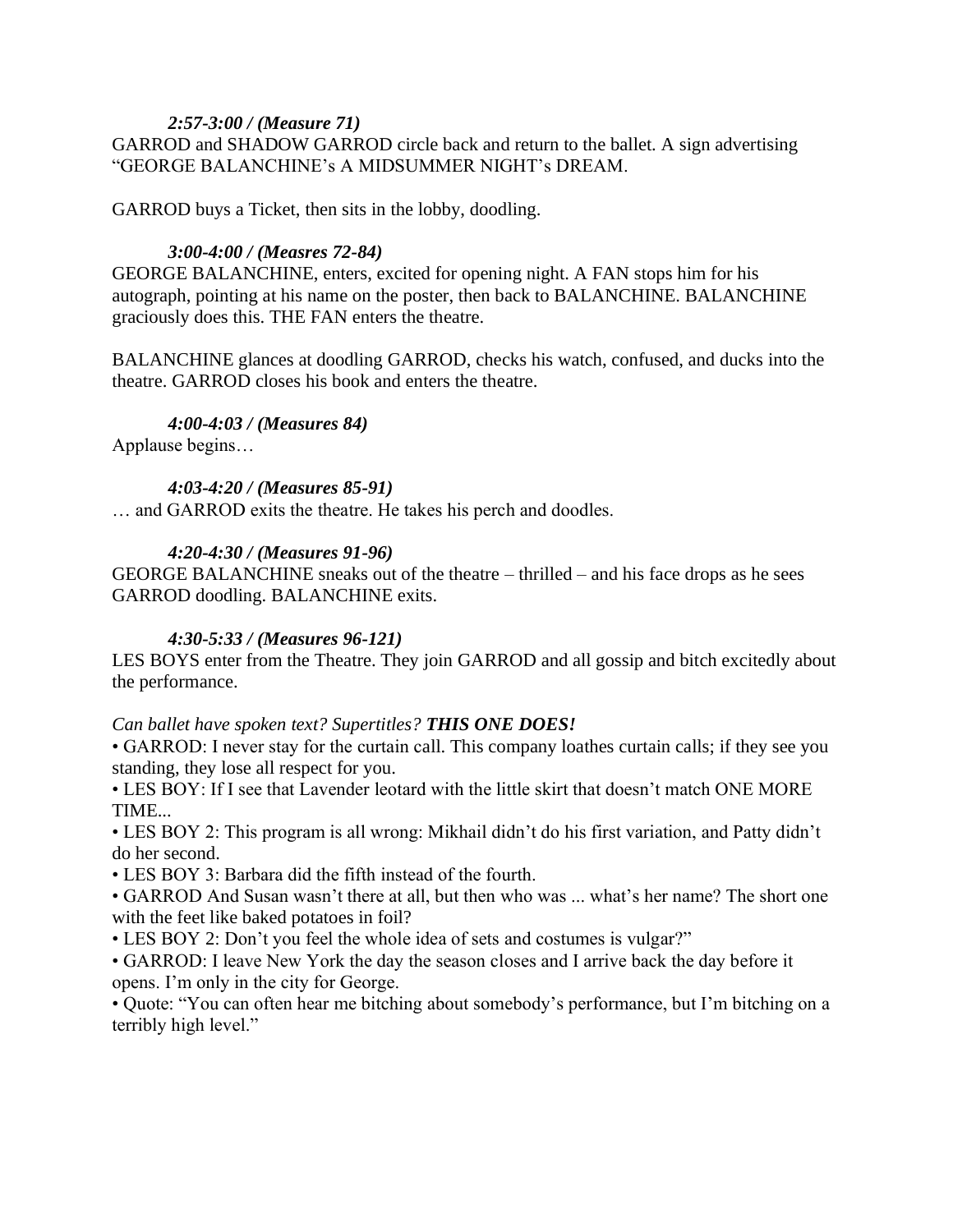***2:57-3:00 / (Measure 71)***

GARROD and SHADOW GARROD circle back and return to the ballet. A sign advertising "GEORGE BALANCHINE's A MIDSUMMER NIGHT's DREAM.

GARROD buys a Ticket, then sits in the lobby, doodling.

***3:00-4:00 / (Measres 72-84)***

GEORGE BALANCHINE, enters, excited for opening night. A FAN stops him for his autograph, pointing at his name on the poster, then back to BALANCHINE. BALANCHINE graciously does this. THE FAN enters the theatre.

BALANCHINE glances at doodling GARROD, checks his watch, confused, and ducks into the theatre. GARROD closes his book and enters the theatre.

***4:00-4:03 / (Measures 84)***

Applause begins…

***4:03-4:20 / (Measures 85-91)***

… and GARROD exits the theatre. He takes his perch and doodles.

***4:20-4:30 / (Measures 91-96)***

GEORGE BALANCHINE sneaks out of the theatre – thrilled – and his face drops as he sees GARROD doodling. BALANCHINE exits.

***4:30-5:33 / (Measures 96-121)***

LES BOYS enter from the Theatre. They join GARROD and all gossip and bitch excitedly about the performance.

*Can ballet have spoken text? Supertitles? **THIS ONE DOES!***

- GARROD: I never stay for the curtain call. This company loathes curtain calls; if they see you standing, they lose all respect for you.
- LES BOY: If I see that Lavender leotard with the little skirt that doesn't match ONE MORE TIME...
- LES BOY 2: This program is all wrong: Mikhail didn't do his first variation, and Patty didn't do her second.
- LES BOY 3: Barbara did the fifth instead of the fourth.
- GARROD And Susan wasn't there at all, but then who was ... what's her name? The short one with the feet like baked potatoes in foil?
- LES BOY 2: Don't you feel the whole idea of sets and costumes is vulgar?"
- GARROD: I leave New York the day the season closes and I arrive back the day before it opens. I'm only in the city for George.
- Quote: "You can often hear me bitching about somebody's performance, but I'm bitching on a terribly high level."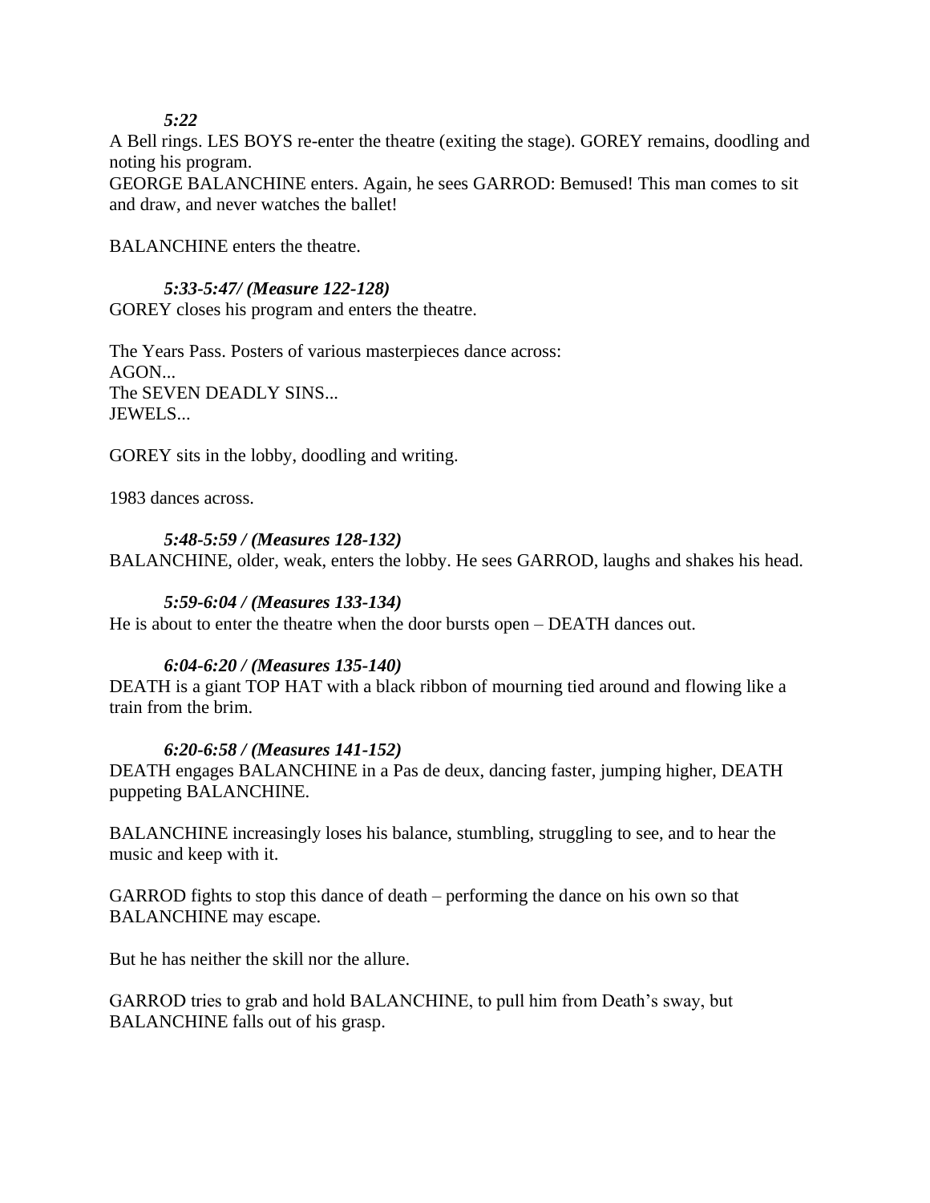*5:22*

A Bell rings. LES BOYS re-enter the theatre (exiting the stage). GOREY remains, doodling and noting his program.

GEORGE BALANCHINE enters. Again, he sees GARROD: Bemused! This man comes to sit and draw, and never watches the ballet!

BALANCHINE enters the theatre.

*5:33-5:47/ (Measure 122-128)*

GOREY closes his program and enters the theatre.

The Years Pass. Posters of various masterpieces dance across:
AGON...
The SEVEN DEADLY SINS...
JEWELS...

GOREY sits in the lobby, doodling and writing.

1983 dances across.

*5:48-5:59 / (Measures 128-132)*

BALANCHINE, older, weak, enters the lobby. He sees GARROD, laughs and shakes his head.

*5:59-6:04 / (Measures 133-134)*

He is about to enter the theatre when the door bursts open – DEATH dances out.

*6:04-6:20 / (Measures 135-140)*

DEATH is a giant TOP HAT with a black ribbon of mourning tied around and flowing like a train from the brim.

*6:20-6:58 / (Measures 141-152)*

DEATH engages BALANCHINE in a Pas de deux, dancing faster, jumping higher, DEATH puppeting BALANCHINE.

BALANCHINE increasingly loses his balance, stumbling, struggling to see, and to hear the music and keep with it.

GARROD fights to stop this dance of death – performing the dance on his own so that BALANCHINE may escape.

But he has neither the skill nor the allure.

GARROD tries to grab and hold BALANCHINE, to pull him from Death's sway, but BALANCHINE falls out of his grasp.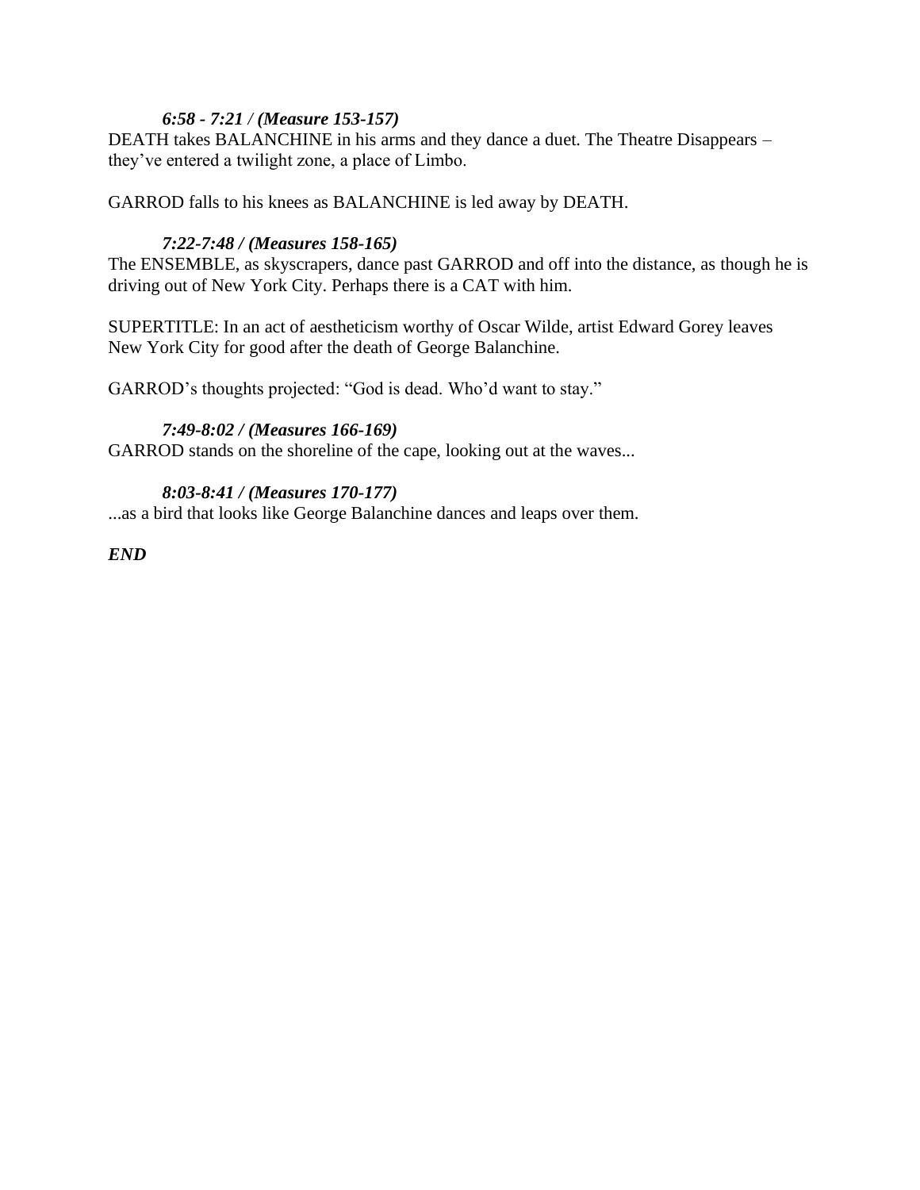*6:58 - 7:21 / (Measure 153-157)*

DEATH takes BALANCHINE in his arms and they dance a duet. The Theatre Disappears – they've entered a twilight zone, a place of Limbo.

GARROD falls to his knees as BALANCHINE is led away by DEATH.

*7:22-7:48 / (Measures 158-165)*

The ENSEMBLE, as skyscrapers, dance past GARROD and off into the distance, as though he is driving out of New York City. Perhaps there is a CAT with him.

SUPERTITLE: In an act of aestheticism worthy of Oscar Wilde, artist Edward Gorey leaves New York City for good after the death of George Balanchine.

GARROD's thoughts projected: "God is dead. Who'd want to stay."

*7:49-8:02 / (Measures 166-169)*

GARROD stands on the shoreline of the cape, looking out at the waves...

*8:03-8:41 / (Measures 170-177)*

...as a bird that looks like George Balanchine dances and leaps over them.

***END***